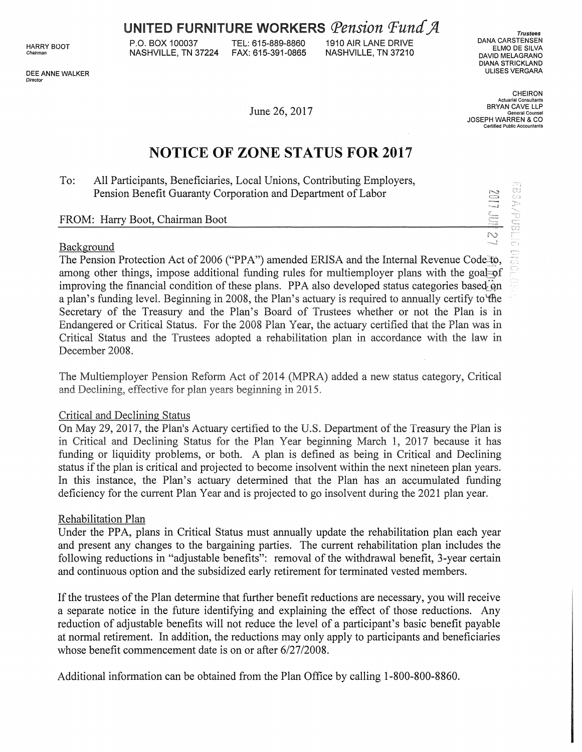# UNITED FURNITURE WORKERS *Pension Fund A*

HARRY BOOT
*Chairman*

DEE ANNE WALKER
*Director*

P.O. BOX 100037
NASHVILLE, TN 37224

TEL: 615-889-8860
FAX: 615-391-0865

1910 AIR LANE DRIVE
NASHVILLE, TN 37210

***Trustees***
DANA CARSTENSEN
ELMO DE SILVA
DAVID MELAGRANO
DIANA STRICKLAND
ULISES VERGARA

CHEIRON
Actuarial Consultants
BRYAN CAVE LLP
General Counsel
JOSEPH WARREN & CO
Certified Public Accountants

June 26, 2017

## NOTICE OF ZONE STATUS FOR 2017

To: All Participants, Beneficiaries, Local Unions, Contributing Employers, Pension Benefit Guaranty Corporation and Department of Labor

FROM: Harry Boot, Chairman Boot

---

### Background

The Pension Protection Act of 2006 ("PPA") amended ERISA and the Internal Revenue Code to, among other things, impose additional funding rules for multiemployer plans with the goal of improving the financial condition of these plans. PPA also developed status categories based on a plan's funding level. Beginning in 2008, the Plan's actuary is required to annually certify to the Secretary of the Treasury and the Plan's Board of Trustees whether or not the Plan is in Endangered or Critical Status. For the 2008 Plan Year, the actuary certified that the Plan was in Critical Status and the Trustees adopted a rehabilitation plan in accordance with the law in December 2008.

The Multiemployer Pension Reform Act of 2014 (MPRA) added a new status category, Critical and Declining, effective for plan years beginning in 2015.

### Critical and Declining Status

On May 29, 2017, the Plan's Actuary certified to the U.S. Department of the Treasury the Plan is in Critical and Declining Status for the Plan Year beginning March 1, 2017 because it has funding or liquidity problems, or both. A plan is defined as being in Critical and Declining status if the plan is critical and projected to become insolvent within the next nineteen plan years. In this instance, the Plan's actuary determined that the Plan has an accumulated funding deficiency for the current Plan Year and is projected to go insolvent during the 2021 plan year.

### Rehabilitation Plan

Under the PPA, plans in Critical Status must annually update the rehabilitation plan each year and present any changes to the bargaining parties. The current rehabilitation plan includes the following reductions in "adjustable benefits": removal of the withdrawal benefit, 3-year certain and continuous option and the subsidized early retirement for terminated vested members.

If the trustees of the Plan determine that further benefit reductions are necessary, you will receive a separate notice in the future identifying and explaining the effect of those reductions. Any reduction of adjustable benefits will not reduce the level of a participant's basic benefit payable at normal retirement. In addition, the reductions may only apply to participants and beneficiaries whose benefit commencement date is on or after 6/27/2008.

Additional information can be obtained from the Plan Office by calling 1-800-800-8860.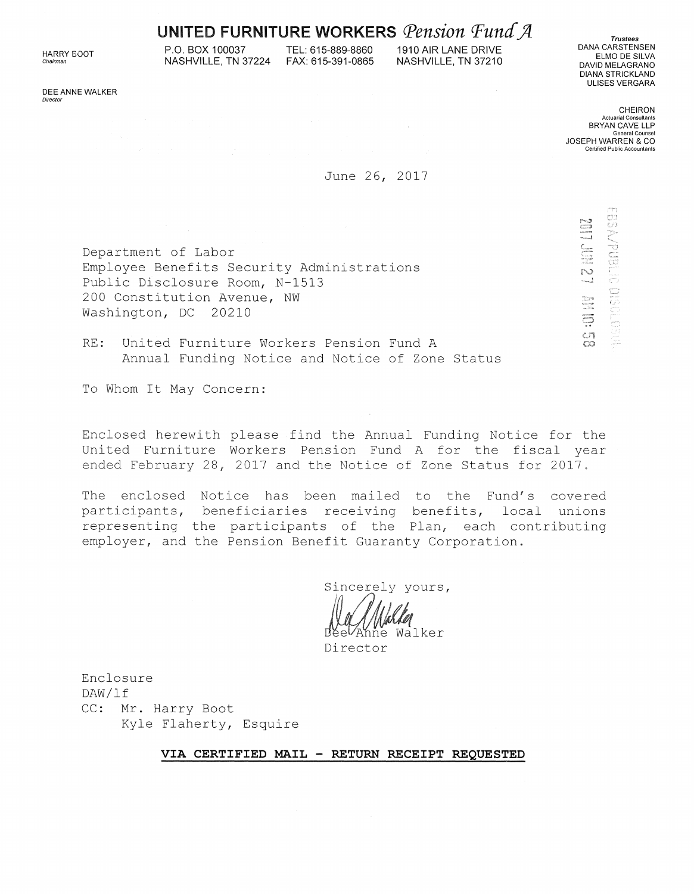# UNITED FURNITURE WORKERS *Pension Fund A*

HARRY BOOT
*Chairman*

DEE ANNE WALKER
*Director*

P.O. BOX 100037
NASHVILLE, TN 37224

TEL: 615-889-8860
FAX: 615-391-0865

1910 AIR LANE DRIVE
NASHVILLE, TN 37210

***Trustees***
DANA CARSTENSEN
ELMO DE SILVA
DAVID MELAGRANO
DIANA STRICKLAND
ULISES VERGARA

CHEIRON
*Actuarial Consultants*
BRYAN CAVE LLP
*General Counsel*
JOSEPH WARREN & CO
*Certified Public Accountants*

June 26, 2017

EBSA/PUBLIC DISCLOSURE
2017 JUN 27 AM 10: 58

Department of Labor
Employee Benefits Security Administrations
Public Disclosure Room, N-1513
200 Constitution Avenue, NW
Washington, DC 20210

RE: United Furniture Workers Pension Fund A
Annual Funding Notice and Notice of Zone Status

To Whom It May Concern:

Enclosed herewith please find the Annual Funding Notice for the United Furniture Workers Pension Fund A for the fiscal year ended February 28, 2017 and the Notice of Zone Status for 2017.

The enclosed Notice has been mailed to the Fund's covered participants, beneficiaries receiving benefits, local unions representing the participants of the Plan, each contributing employer, and the Pension Benefit Guaranty Corporation.

Sincerely yours,

Dee Anne Walker
Director

Enclosure
DAW/lf
CC: Mr. Harry Boot
Kyle Flaherty, Esquire

**VIA CERTIFIED MAIL - RETURN RECEIPT REQUESTED**